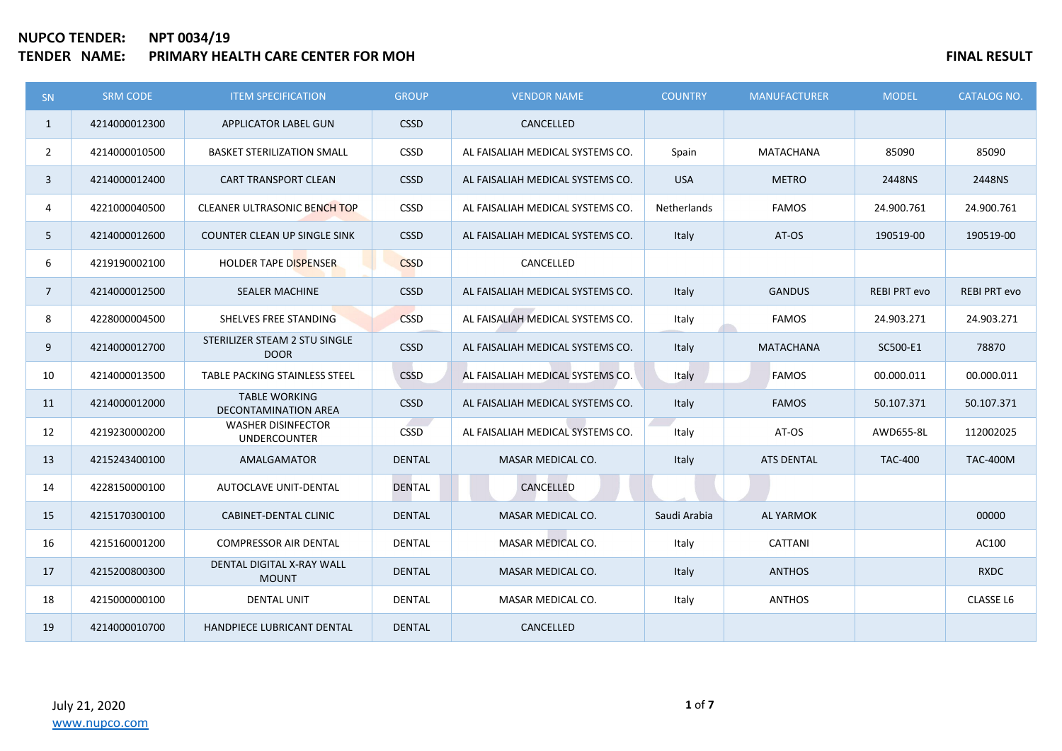**NUPCO TENDER:** **NPT 0034/19**
**TENDER NAME:** **PRIMARY HEALTH CARE CENTER FOR MOH**

**FINAL RESULT**

| SN | SRM CODE | ITEM SPECIFICATION | GROUP | VENDOR NAME | COUNTRY | MANUFACTURER | MODEL | CATALOG NO. |
|---|---|---|---|---|---|---|---|---|
| 1 | 4214000012300 | APPLICATOR LABEL GUN | CSSD | CANCELLED | | | | |
| 2 | 4214000010500 | BASKET STERILIZATION SMALL | CSSD | AL FAISALIAH MEDICAL SYSTEMS CO. | Spain | MATACHANA | 85090 | 85090 |
| 3 | 4214000012400 | CART TRANSPORT CLEAN | CSSD | AL FAISALIAH MEDICAL SYSTEMS CO. | USA | METRO | 2448NS | 2448NS |
| 4 | 4221000040500 | CLEANER ULTRASONIC BENCH TOP | CSSD | AL FAISALIAH MEDICAL SYSTEMS CO. | Netherlands | FAMOS | 24.900.761 | 24.900.761 |
| 5 | 4214000012600 | COUNTER CLEAN UP SINGLE SINK | CSSD | AL FAISALIAH MEDICAL SYSTEMS CO. | Italy | AT-OS | 190519-00 | 190519-00 |
| 6 | 4219190002100 | HOLDER TAPE DISPENSER | CSSD | CANCELLED | | | | |
| 7 | 4214000012500 | SEALER MACHINE | CSSD | AL FAISALIAH MEDICAL SYSTEMS CO. | Italy | GANDUS | REBI PRT evo | REBI PRT evo |
| 8 | 4228000004500 | SHELVES FREE STANDING | CSSD | AL FAISALIAH MEDICAL SYSTEMS CO. | Italy | FAMOS | 24.903.271 | 24.903.271 |
| 9 | 4214000012700 | STERILIZER STEAM 2 STU SINGLE DOOR | CSSD | AL FAISALIAH MEDICAL SYSTEMS CO. | Italy | MATACHANA | SC500-E1 | 78870 |
| 10 | 4214000013500 | TABLE PACKING STAINLESS STEEL | CSSD | AL FAISALIAH MEDICAL SYSTEMS CO. | Italy | FAMOS | 00.000.011 | 00.000.011 |
| 11 | 4214000012000 | TABLE WORKING DECONTAMINATION AREA | CSSD | AL FAISALIAH MEDICAL SYSTEMS CO. | Italy | FAMOS | 50.107.371 | 50.107.371 |
| 12 | 4219230000200 | WASHER DISINFECTOR UNDERCOUNTER | CSSD | AL FAISALIAH MEDICAL SYSTEMS CO. | Italy | AT-OS | AWD655-8L | 112002025 |
| 13 | 4215243400100 | AMALGAMATOR | DENTAL | MASAR MEDICAL CO. | Italy | ATS DENTAL | TAC-400 | TAC-400M |
| 14 | 4228150000100 | AUTOCLAVE UNIT-DENTAL | DENTAL | CANCELLED | | | | |
| 15 | 4215170300100 | CABINET-DENTAL CLINIC | DENTAL | MASAR MEDICAL CO. | Saudi Arabia | AL YARMOK | | 00000 |
| 16 | 4215160001200 | COMPRESSOR AIR DENTAL | DENTAL | MASAR MEDICAL CO. | Italy | CATTANI | | AC100 |
| 17 | 4215200800300 | DENTAL DIGITAL X-RAY WALL MOUNT | DENTAL | MASAR MEDICAL CO. | Italy | ANTHOS | | RXDC |
| 18 | 4215000000100 | DENTAL UNIT | DENTAL | MASAR MEDICAL CO. | Italy | ANTHOS | | CLASSE L6 |
| 19 | 4214000010700 | HANDPIECE LUBRICANT DENTAL | DENTAL | CANCELLED | | | | |

July 21, 2020
www.nupco.com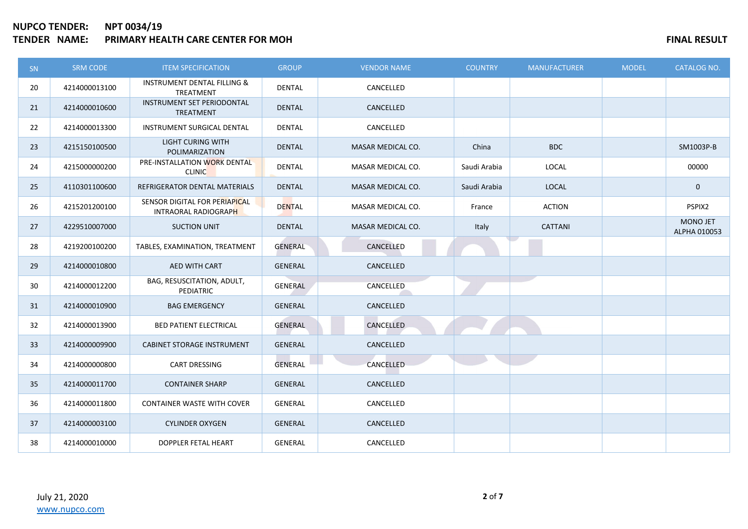**NUPCO TENDER:** **NPT 0034/19**
**TENDER NAME:** **PRIMARY HEALTH CARE CENTER FOR MOH**

**FINAL RESULT**

| SN | SRM CODE | ITEM SPECIFICATION | GROUP | VENDOR NAME | COUNTRY | MANUFACTURER | MODEL | CATALOG NO. |
|---|---|---|---|---|---|---|---|---|
| 20 | 4214000013100 | INSTRUMENT DENTAL FILLING & TREATMENT | DENTAL | CANCELLED | | | | |
| 21 | 4214000010600 | INSTRUMENT SET PERIODONTAL TREATMENT | DENTAL | CANCELLED | | | | |
| 22 | 4214000013300 | INSTRUMENT SURGICAL DENTAL | DENTAL | CANCELLED | | | | |
| 23 | 4215150100500 | LIGHT CURING WITH POLIMARIZATION | DENTAL | MASAR MEDICAL CO. | China | BDC | | SM1003P-B |
| 24 | 4215000000200 | PRE-INSTALLATION WORK DENTAL CLINIC | DENTAL | MASAR MEDICAL CO. | Saudi Arabia | LOCAL | | 00000 |
| 25 | 4110301100600 | REFRIGERATOR DENTAL MATERIALS | DENTAL | MASAR MEDICAL CO. | Saudi Arabia | LOCAL | | 0 |
| 26 | 4215201200100 | SENSOR DIGITAL FOR PERIAPICAL INTRAORAL RADIOGRAPH | DENTAL | MASAR MEDICAL CO. | France | ACTION | | PSPIX2 |
| 27 | 4229510007000 | SUCTION UNIT | DENTAL | MASAR MEDICAL CO. | Italy | CATTANI | | MONO JET ALPHA 010053 |
| 28 | 4219200100200 | TABLES, EXAMINATION, TREATMENT | GENERAL | CANCELLED | | | | |
| 29 | 4214000010800 | AED WITH CART | GENERAL | CANCELLED | | | | |
| 30 | 4214000012200 | BAG, RESUSCITATION, ADULT, PEDIATRIC | GENERAL | CANCELLED | | | | |
| 31 | 4214000010900 | BAG EMERGENCY | GENERAL | CANCELLED | | | | |
| 32 | 4214000013900 | BED PATIENT ELECTRICAL | GENERAL | CANCELLED | | | | |
| 33 | 4214000009900 | CABINET STORAGE INSTRUMENT | GENERAL | CANCELLED | | | | |
| 34 | 4214000000800 | CART DRESSING | GENERAL | CANCELLED | | | | |
| 35 | 4214000011700 | CONTAINER SHARP | GENERAL | CANCELLED | | | | |
| 36 | 4214000011800 | CONTAINER WASTE WITH COVER | GENERAL | CANCELLED | | | | |
| 37 | 4214000003100 | CYLINDER OXYGEN | GENERAL | CANCELLED | | | | |
| 38 | 4214000010000 | DOPPLER FETAL HEART | GENERAL | CANCELLED | | | | |

July 21, 2020
www.nupco.com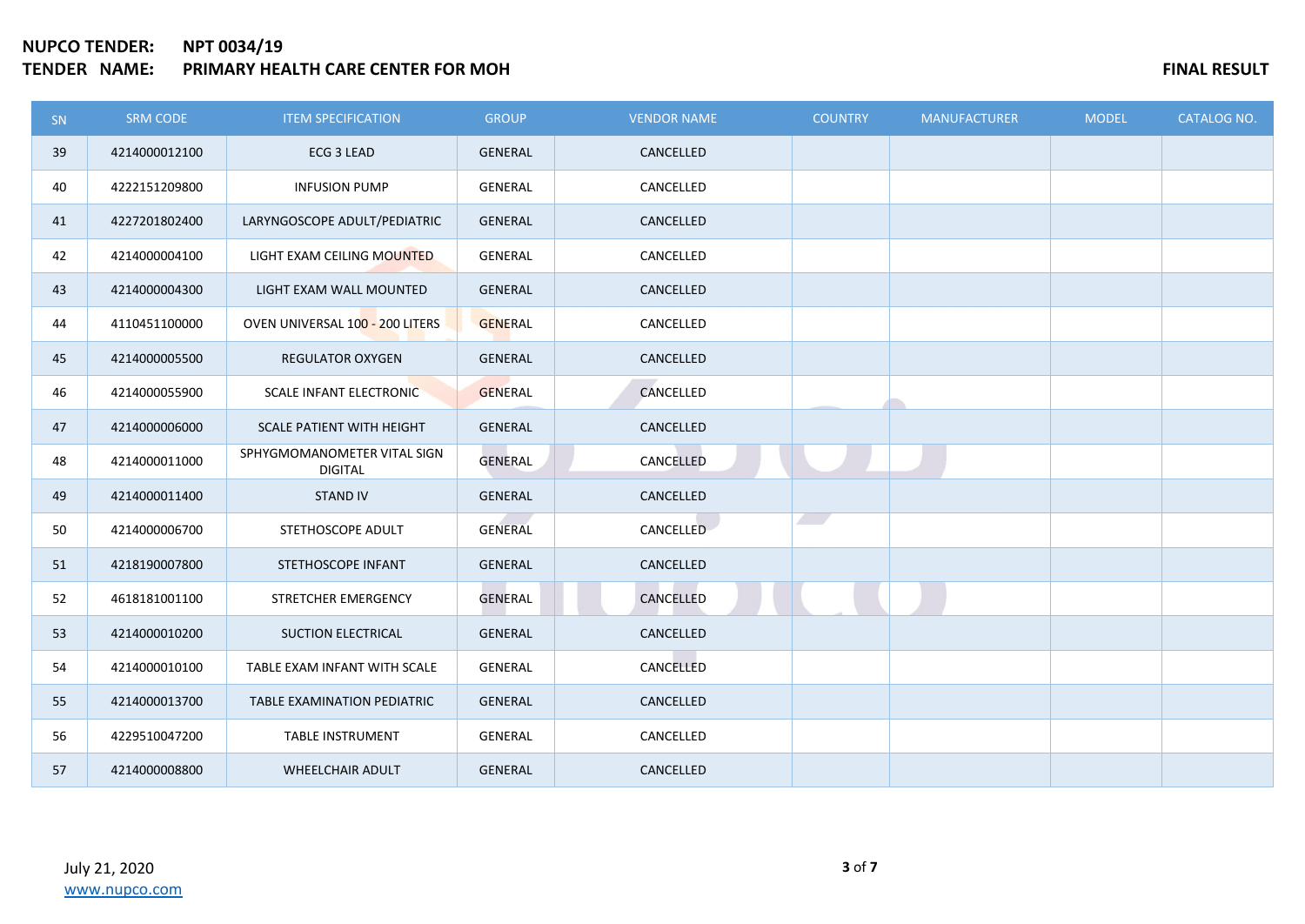**NUPCO TENDER:** **NPT 0034/19**

**TENDER NAME:** **PRIMARY HEALTH CARE CENTER FOR MOH**

**FINAL RESULT**

| SN | SRM CODE | ITEM SPECIFICATION | GROUP | VENDOR NAME | COUNTRY | MANUFACTURER | MODEL | CATALOG NO. |
|---|---|---|---|---|---|---|---|---|
| 39 | 4214000012100 | ECG 3 LEAD | GENERAL | CANCELLED | | | | |
| 40 | 4222151209800 | INFUSION PUMP | GENERAL | CANCELLED | | | | |
| 41 | 4227201802400 | LARYNGOSCOPE ADULT/PEDIATRIC | GENERAL | CANCELLED | | | | |
| 42 | 4214000004100 | LIGHT EXAM CEILING MOUNTED | GENERAL | CANCELLED | | | | |
| 43 | 4214000004300 | LIGHT EXAM WALL MOUNTED | GENERAL | CANCELLED | | | | |
| 44 | 4110451100000 | OVEN UNIVERSAL 100 - 200 LITERS | GENERAL | CANCELLED | | | | |
| 45 | 4214000005500 | REGULATOR OXYGEN | GENERAL | CANCELLED | | | | |
| 46 | 4214000055900 | SCALE INFANT ELECTRONIC | GENERAL | CANCELLED | | | | |
| 47 | 4214000006000 | SCALE PATIENT WITH HEIGHT | GENERAL | CANCELLED | | | | |
| 48 | 4214000011000 | SPHYGMOMANOMETER VITAL SIGN DIGITAL | GENERAL | CANCELLED | | | | |
| 49 | 4214000011400 | STAND IV | GENERAL | CANCELLED | | | | |
| 50 | 4214000006700 | STETHOSCOPE ADULT | GENERAL | CANCELLED | | | | |
| 51 | 4218190007800 | STETHOSCOPE INFANT | GENERAL | CANCELLED | | | | |
| 52 | 4618181001100 | STRETCHER EMERGENCY | GENERAL | CANCELLED | | | | |
| 53 | 4214000010200 | SUCTION ELECTRICAL | GENERAL | CANCELLED | | | | |
| 54 | 4214000010100 | TABLE EXAM INFANT WITH SCALE | GENERAL | CANCELLED | | | | |
| 55 | 4214000013700 | TABLE EXAMINATION PEDIATRIC | GENERAL | CANCELLED | | | | |
| 56 | 4229510047200 | TABLE INSTRUMENT | GENERAL | CANCELLED | | | | |
| 57 | 4214000008800 | WHEELCHAIR ADULT | GENERAL | CANCELLED | | | | |

July 21, 2020

www.nupco.com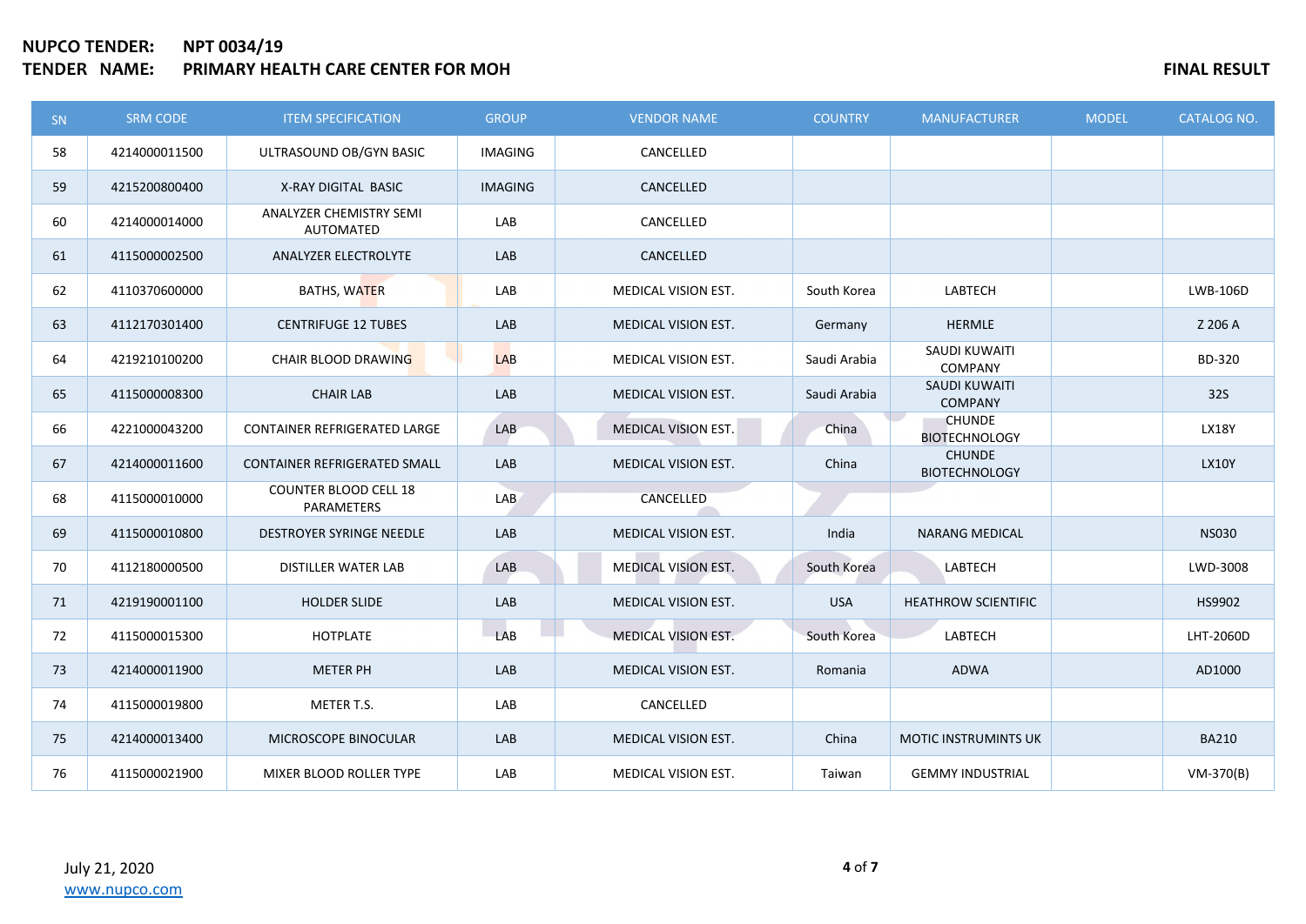**NUPCO TENDER:** NPT 0034/19
**TENDER NAME:** PRIMARY HEALTH CARE CENTER FOR MOH

**FINAL RESULT**

| SN | SRM CODE | ITEM SPECIFICATION | GROUP | VENDOR NAME | COUNTRY | MANUFACTURER | MODEL | CATALOG NO. |
|---|---|---|---|---|---|---|---|---|
| 58 | 4214000011500 | ULTRASOUND OB/GYN BASIC | IMAGING | CANCELLED | | | | |
| 59 | 4215200800400 | X-RAY DIGITAL BASIC | IMAGING | CANCELLED | | | | |
| 60 | 4214000014000 | ANALYZER CHEMISTRY SEMI AUTOMATED | LAB | CANCELLED | | | | |
| 61 | 4115000002500 | ANALYZER ELECTROLYTE | LAB | CANCELLED | | | | |
| 62 | 4110370600000 | BATHS, WATER | LAB | MEDICAL VISION EST. | South Korea | LABTECH | | LWB-106D |
| 63 | 4112170301400 | CENTRIFUGE 12 TUBES | LAB | MEDICAL VISION EST. | Germany | HERMLE | | Z 206 A |
| 64 | 4219210100200 | CHAIR BLOOD DRAWING | LAB | MEDICAL VISION EST. | Saudi Arabia | SAUDI KUWAITI COMPANY | | BD-320 |
| 65 | 4115000008300 | CHAIR LAB | LAB | MEDICAL VISION EST. | Saudi Arabia | SAUDI KUWAITI COMPANY | | 32S |
| 66 | 4221000043200 | CONTAINER REFRIGERATED LARGE | LAB | MEDICAL VISION EST. | China | CHUNDE BIOTECHNOLOGY | | LX18Y |
| 67 | 4214000011600 | CONTAINER REFRIGERATED SMALL | LAB | MEDICAL VISION EST. | China | CHUNDE BIOTECHNOLOGY | | LX10Y |
| 68 | 4115000010000 | COUNTER BLOOD CELL 18 PARAMETERS | LAB | CANCELLED | | | | |
| 69 | 4115000010800 | DESTROYER SYRINGE NEEDLE | LAB | MEDICAL VISION EST. | India | NARANG MEDICAL | | NS030 |
| 70 | 4112180000500 | DISTILLER WATER LAB | LAB | MEDICAL VISION EST. | South Korea | LABTECH | | LWD-3008 |
| 71 | 4219190001100 | HOLDER SLIDE | LAB | MEDICAL VISION EST. | USA | HEATHROW SCIENTIFIC | | HS9902 |
| 72 | 4115000015300 | HOTPLATE | LAB | MEDICAL VISION EST. | South Korea | LABTECH | | LHT-2060D |
| 73 | 4214000011900 | METER PH | LAB | MEDICAL VISION EST. | Romania | ADWA | | AD1000 |
| 74 | 4115000019800 | METER T.S. | LAB | CANCELLED | | | | |
| 75 | 4214000013400 | MICROSCOPE BINOCULAR | LAB | MEDICAL VISION EST. | China | MOTIC INSTRUMINTS UK | | BA210 |
| 76 | 4115000021900 | MIXER BLOOD ROLLER TYPE | LAB | MEDICAL VISION EST. | Taiwan | GEMMY INDUSTRIAL | | VM-370(B) |

July 21, 2020
www.nupco.com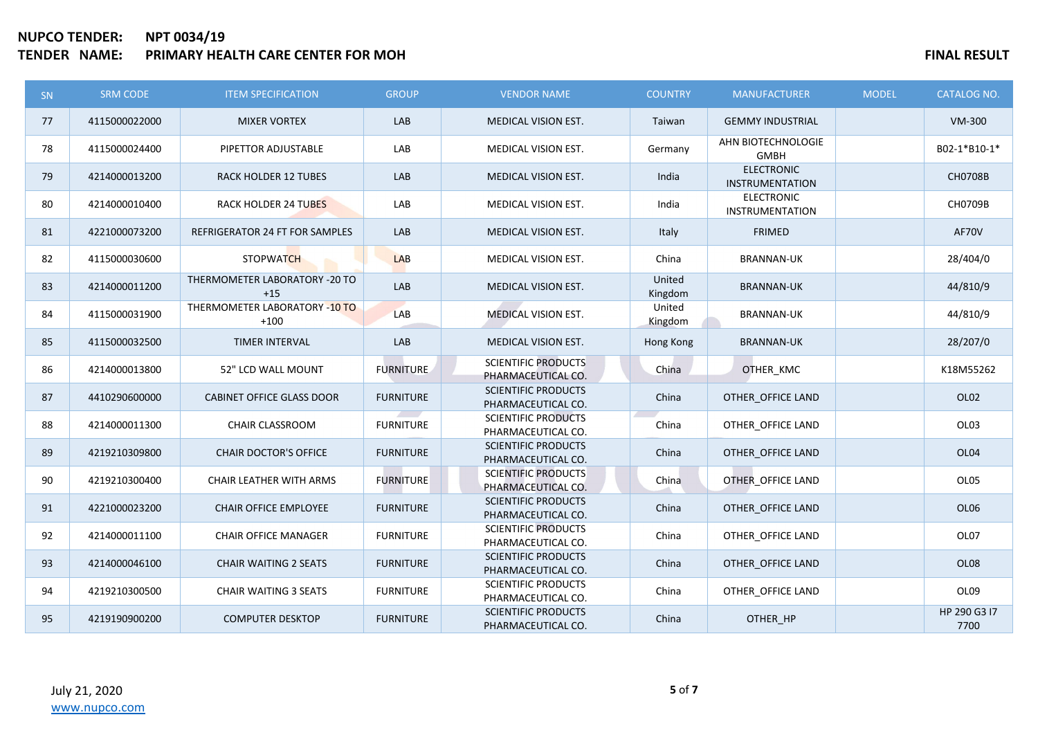**NUPCO TENDER:** **NPT 0034/19**

**TENDER NAME:** **PRIMARY HEALTH CARE CENTER FOR MOH**

**FINAL RESULT**

| SN | SRM CODE | ITEM SPECIFICATION | GROUP | VENDOR NAME | COUNTRY | MANUFACTURER | MODEL | CATALOG NO. |
|---|---|---|---|---|---|---|---|---|
| 77 | 4115000022000 | MIXER VORTEX | LAB | MEDICAL VISION EST. | Taiwan | GEMMY INDUSTRIAL | | VM-300 |
| 78 | 4115000024400 | PIPETTOR ADJUSTABLE | LAB | MEDICAL VISION EST. | Germany | AHN BIOTECHNOLOGIE GMBH | | B02-1*B10-1* |
| 79 | 4214000013200 | RACK HOLDER 12 TUBES | LAB | MEDICAL VISION EST. | India | ELECTRONIC INSTRUMENTATION | | CH0708B |
| 80 | 4214000010400 | RACK HOLDER 24 TUBES | LAB | MEDICAL VISION EST. | India | ELECTRONIC INSTRUMENTATION | | CH0709B |
| 81 | 4221000073200 | REFRIGERATOR 24 FT FOR SAMPLES | LAB | MEDICAL VISION EST. | Italy | FRIMED | | AF70V |
| 82 | 4115000030600 | STOPWATCH | LAB | MEDICAL VISION EST. | China | BRANNAN-UK | | 28/404/0 |
| 83 | 4214000011200 | THERMOMETER LABORATORY -20 TO +15 | LAB | MEDICAL VISION EST. | United Kingdom | BRANNAN-UK | | 44/810/9 |
| 84 | 4115000031900 | THERMOMETER LABORATORY -10 TO +100 | LAB | MEDICAL VISION EST. | United Kingdom | BRANNAN-UK | | 44/810/9 |
| 85 | 4115000032500 | TIMER INTERVAL | LAB | MEDICAL VISION EST. | Hong Kong | BRANNAN-UK | | 28/207/0 |
| 86 | 4214000013800 | 52" LCD WALL MOUNT | FURNITURE | SCIENTIFIC PRODUCTS PHARMACEUTICAL CO. | China | OTHER_KMC | | K18M55262 |
| 87 | 4410290600000 | CABINET OFFICE GLASS DOOR | FURNITURE | SCIENTIFIC PRODUCTS PHARMACEUTICAL CO. | China | OTHER_OFFICE LAND | | OL02 |
| 88 | 4214000011300 | CHAIR CLASSROOM | FURNITURE | SCIENTIFIC PRODUCTS PHARMACEUTICAL CO. | China | OTHER_OFFICE LAND | | OL03 |
| 89 | 4219210309800 | CHAIR DOCTOR'S OFFICE | FURNITURE | SCIENTIFIC PRODUCTS PHARMACEUTICAL CO. | China | OTHER_OFFICE LAND | | OL04 |
| 90 | 4219210300400 | CHAIR LEATHER WITH ARMS | FURNITURE | SCIENTIFIC PRODUCTS PHARMACEUTICAL CO. | China | OTHER_OFFICE LAND | | OL05 |
| 91 | 4221000023200 | CHAIR OFFICE EMPLOYEE | FURNITURE | SCIENTIFIC PRODUCTS PHARMACEUTICAL CO. | China | OTHER_OFFICE LAND | | OL06 |
| 92 | 4214000011100 | CHAIR OFFICE MANAGER | FURNITURE | SCIENTIFIC PRODUCTS PHARMACEUTICAL CO. | China | OTHER_OFFICE LAND | | OL07 |
| 93 | 4214000046100 | CHAIR WAITING 2 SEATS | FURNITURE | SCIENTIFIC PRODUCTS PHARMACEUTICAL CO. | China | OTHER_OFFICE LAND | | OL08 |
| 94 | 4219210300500 | CHAIR WAITING 3 SEATS | FURNITURE | SCIENTIFIC PRODUCTS PHARMACEUTICAL CO. | China | OTHER_OFFICE LAND | | OL09 |
| 95 | 4219190900200 | COMPUTER DESKTOP | FURNITURE | SCIENTIFIC PRODUCTS PHARMACEUTICAL CO. | China | OTHER_HP | | HP 290 G3 I7 7700 |

July 21, 2020

www.nupco.com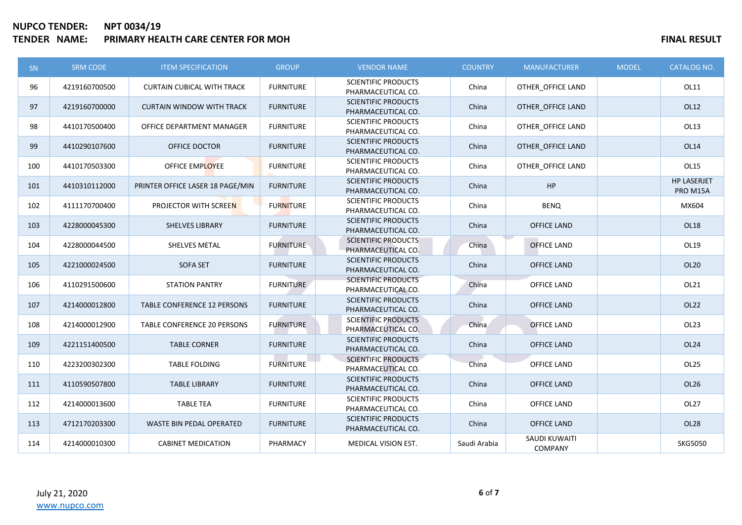**NUPCO TENDER:** **NPT 0034/19**
**TENDER NAME:** **PRIMARY HEALTH CARE CENTER FOR MOH**

**FINAL RESULT**

| SN | SRM CODE | ITEM SPECIFICATION | GROUP | VENDOR NAME | COUNTRY | MANUFACTURER | MODEL | CATALOG NO. |
|---|---|---|---|---|---|---|---|---|
| 96 | 4219160700500 | CURTAIN CUBICAL WITH TRACK | FURNITURE | SCIENTIFIC PRODUCTS PHARMACEUTICAL CO. | China | OTHER_OFFICE LAND | | OL11 |
| 97 | 4219160700000 | CURTAIN WINDOW WITH TRACK | FURNITURE | SCIENTIFIC PRODUCTS PHARMACEUTICAL CO. | China | OTHER_OFFICE LAND | | OL12 |
| 98 | 4410170500400 | OFFICE DEPARTMENT MANAGER | FURNITURE | SCIENTIFIC PRODUCTS PHARMACEUTICAL CO. | China | OTHER_OFFICE LAND | | OL13 |
| 99 | 4410290107600 | OFFICE DOCTOR | FURNITURE | SCIENTIFIC PRODUCTS PHARMACEUTICAL CO. | China | OTHER_OFFICE LAND | | OL14 |
| 100 | 4410170503300 | OFFICE EMPLOYEE | FURNITURE | SCIENTIFIC PRODUCTS PHARMACEUTICAL CO. | China | OTHER_OFFICE LAND | | OL15 |
| 101 | 4410310112000 | PRINTER OFFICE LASER 18 PAGE/MIN | FURNITURE | SCIENTIFIC PRODUCTS PHARMACEUTICAL CO. | China | HP | | HP LASERJET PRO M15A |
| 102 | 4111170700400 | PROJECTOR WITH SCREEN | FURNITURE | SCIENTIFIC PRODUCTS PHARMACEUTICAL CO. | China | BENQ | | MX604 |
| 103 | 4228000045300 | SHELVES LIBRARY | FURNITURE | SCIENTIFIC PRODUCTS PHARMACEUTICAL CO. | China | OFFICE LAND | | OL18 |
| 104 | 4228000044500 | SHELVES METAL | FURNITURE | SCIENTIFIC PRODUCTS PHARMACEUTICAL CO. | China | OFFICE LAND | | OL19 |
| 105 | 4221000024500 | SOFA SET | FURNITURE | SCIENTIFIC PRODUCTS PHARMACEUTICAL CO. | China | OFFICE LAND | | OL20 |
| 106 | 4110291500600 | STATION PANTRY | FURNITURE | SCIENTIFIC PRODUCTS PHARMACEUTICAL CO. | China | OFFICE LAND | | OL21 |
| 107 | 4214000012800 | TABLE CONFERENCE 12 PERSONS | FURNITURE | SCIENTIFIC PRODUCTS PHARMACEUTICAL CO. | China | OFFICE LAND | | OL22 |
| 108 | 4214000012900 | TABLE CONFERENCE 20 PERSONS | FURNITURE | SCIENTIFIC PRODUCTS PHARMACEUTICAL CO. | China | OFFICE LAND | | OL23 |
| 109 | 4221151400500 | TABLE CORNER | FURNITURE | SCIENTIFIC PRODUCTS PHARMACEUTICAL CO. | China | OFFICE LAND | | OL24 |
| 110 | 4223200302300 | TABLE FOLDING | FURNITURE | SCIENTIFIC PRODUCTS PHARMACEUTICAL CO. | China | OFFICE LAND | | OL25 |
| 111 | 4110590507800 | TABLE LIBRARY | FURNITURE | SCIENTIFIC PRODUCTS PHARMACEUTICAL CO. | China | OFFICE LAND | | OL26 |
| 112 | 4214000013600 | TABLE TEA | FURNITURE | SCIENTIFIC PRODUCTS PHARMACEUTICAL CO. | China | OFFICE LAND | | OL27 |
| 113 | 4712170203300 | WASTE BIN PEDAL OPERATED | FURNITURE | SCIENTIFIC PRODUCTS PHARMACEUTICAL CO. | China | OFFICE LAND | | OL28 |
| 114 | 4214000010300 | CABINET MEDICATION | PHARMACY | MEDICAL VISION EST. | Saudi Arabia | SAUDI KUWAITI COMPANY | | SKG5050 |

July 21, 2020
www.nupco.com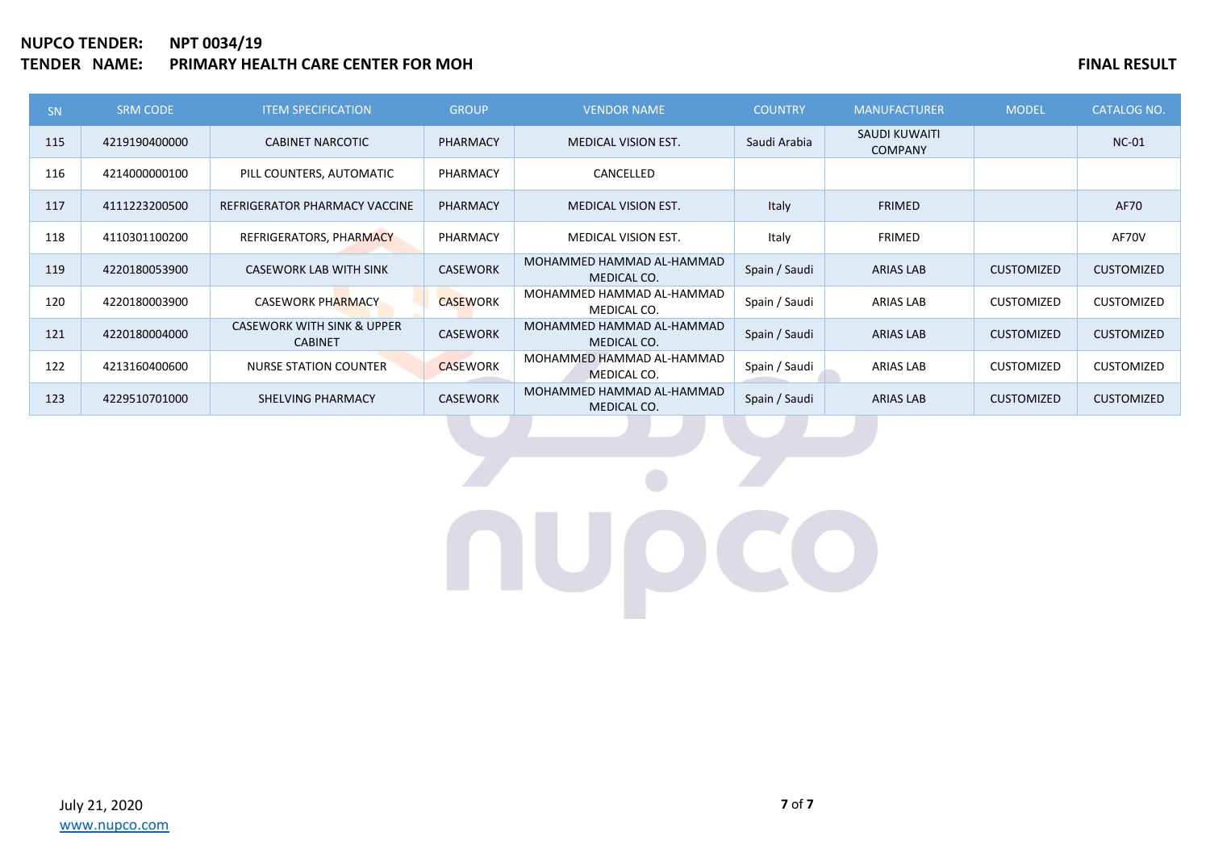**NUPCO TENDER:** **NPT 0034/19**
**TENDER NAME:** **PRIMARY HEALTH CARE CENTER FOR MOH**

**FINAL RESULT**

| SN | SRM CODE | ITEM SPECIFICATION | GROUP | VENDOR NAME | COUNTRY | MANUFACTURER | MODEL | CATALOG NO. |
|---|---|---|---|---|---|---|---|---|
| 115 | 4219190400000 | CABINET NARCOTIC | PHARMACY | MEDICAL VISION EST. | Saudi Arabia | SAUDI KUWAITI COMPANY | | NC-01 |
| 116 | 4214000000100 | PILL COUNTERS, AUTOMATIC | PHARMACY | CANCELLED | | | | |
| 117 | 4111223200500 | REFRIGERATOR PHARMACY VACCINE | PHARMACY | MEDICAL VISION EST. | Italy | FRIMED | | AF70 |
| 118 | 4110301100200 | REFRIGERATORS, PHARMACY | PHARMACY | MEDICAL VISION EST. | Italy | FRIMED | | AF70V |
| 119 | 4220180053900 | CASEWORK LAB WITH SINK | CASEWORK | MOHAMMED HAMMAD AL-HAMMAD MEDICAL CO. | Spain / Saudi | ARIAS LAB | CUSTOMIZED | CUSTOMIZED |
| 120 | 4220180003900 | CASEWORK PHARMACY | CASEWORK | MOHAMMED HAMMAD AL-HAMMAD MEDICAL CO. | Spain / Saudi | ARIAS LAB | CUSTOMIZED | CUSTOMIZED |
| 121 | 4220180004000 | CASEWORK WITH SINK & UPPER CABINET | CASEWORK | MOHAMMED HAMMAD AL-HAMMAD MEDICAL CO. | Spain / Saudi | ARIAS LAB | CUSTOMIZED | CUSTOMIZED |
| 122 | 4213160400600 | NURSE STATION COUNTER | CASEWORK | MOHAMMED HAMMAD AL-HAMMAD MEDICAL CO. | Spain / Saudi | ARIAS LAB | CUSTOMIZED | CUSTOMIZED |
| 123 | 4229510701000 | SHELVING PHARMACY | CASEWORK | MOHAMMED HAMMAD AL-HAMMAD MEDICAL CO. | Spain / Saudi | ARIAS LAB | CUSTOMIZED | CUSTOMIZED |

July 21, 2020
www.nupco.com